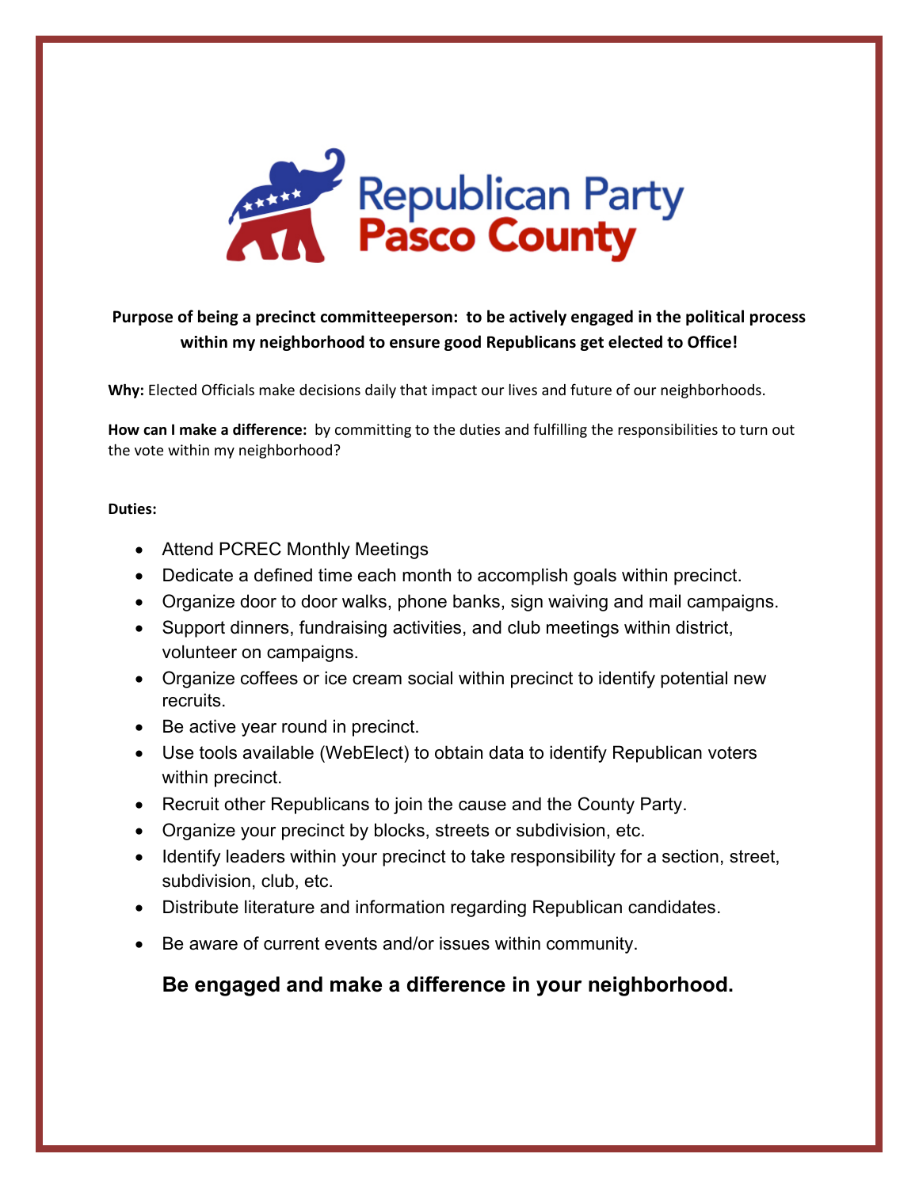Republican Party
Pasco County

**Purpose of being a precinct committeeperson: to be actively engaged in the political process within my neighborhood to ensure good Republicans get elected to Office!**

**Why:** Elected Officials make decisions daily that impact our lives and future of our neighborhoods.

**How can I make a difference:** by committing to the duties and fulfilling the responsibilities to turn out the vote within my neighborhood?

**Duties:**

- Attend PCREC Monthly Meetings
- Dedicate a defined time each month to accomplish goals within precinct.
- Organize door to door walks, phone banks, sign waiving and mail campaigns.
- Support dinners, fundraising activities, and club meetings within district, volunteer on campaigns.
- Organize coffees or ice cream social within precinct to identify potential new recruits.
- Be active year round in precinct.
- Use tools available (WebElect) to obtain data to identify Republican voters within precinct.
- Recruit other Republicans to join the cause and the County Party.
- Organize your precinct by blocks, streets or subdivision, etc.
- Identify leaders within your precinct to take responsibility for a section, street, subdivision, club, etc.
- Distribute literature and information regarding Republican candidates.
- Be aware of current events and/or issues within community.

**Be engaged and make a difference in your neighborhood.**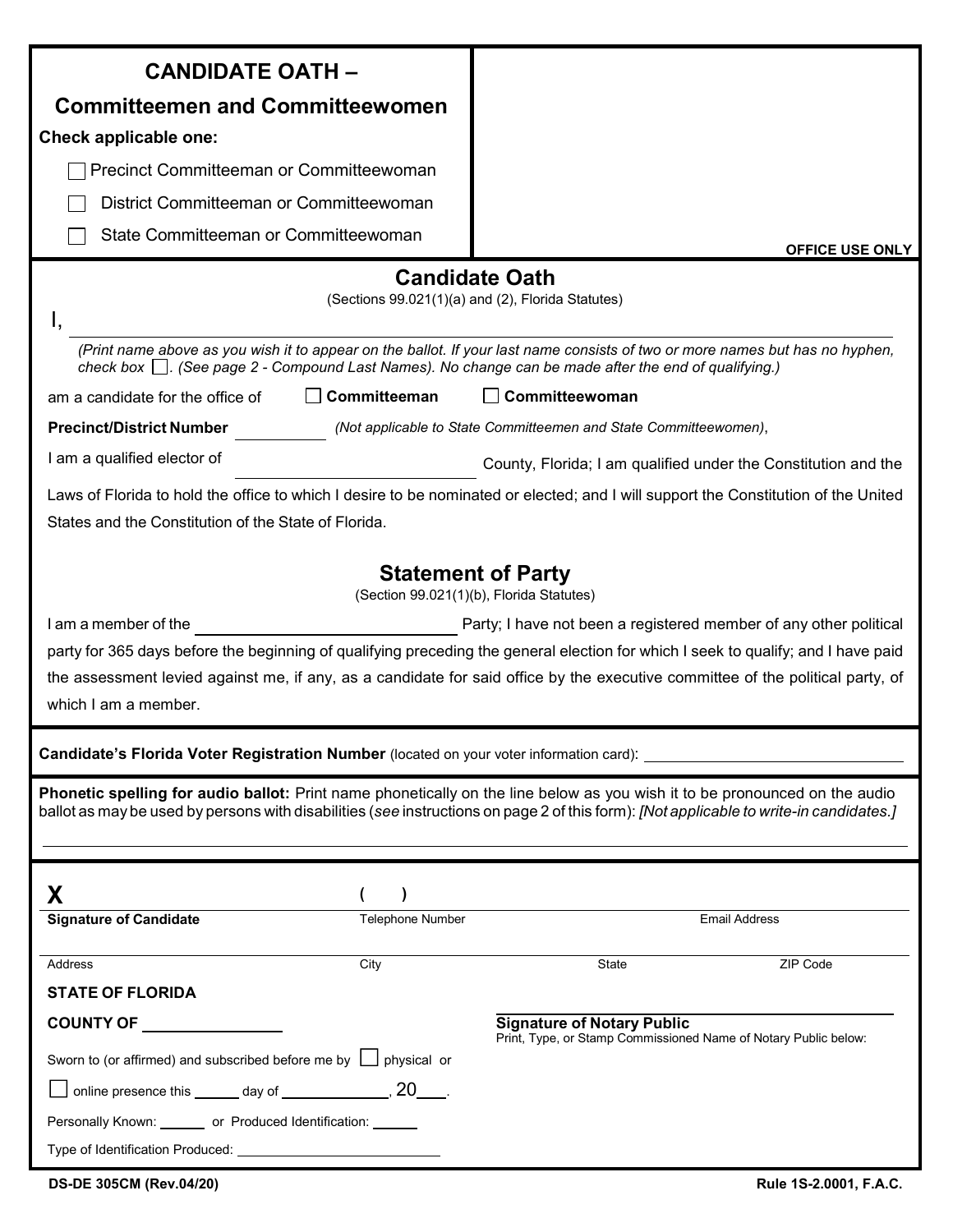# CANDIDATE OATH – Committeemen and Committeewomen

**Check applicable one:**

- ☐ Precinct Committeeman or Committeewoman
- ☐ District Committeeman or Committeewoman
- ☐ State Committeeman or Committeewoman

**OFFICE USE ONLY**

## Candidate Oath

(Sections 99.021(1)(a) and (2), Florida Statutes)

I, ______________________________________________

*(Print name above as you wish it to appear on the ballot. If your last name consists of two or more names but has no hyphen, check box ☐. (See page 2 - Compound Last Names). No change can be made after the end of qualifying.)*

am a candidate for the office of ☐ **Committeeman** ☐ **Committeewoman**

**Precinct/District Number** __________ *(Not applicable to State Committeemen and State Committeewomen)*,

I am a qualified elector of ____________________ County, Florida; I am qualified under the Constitution and the Laws of Florida to hold the office to which I desire to be nominated or elected; and I will support the Constitution of the United States and the Constitution of the State of Florida.

## Statement of Party

(Section 99.021(1)(b), Florida Statutes)

I am a member of the ______________________ Party; I have not been a registered member of any other political party for 365 days before the beginning of qualifying preceding the general election for which I seek to qualify; and I have paid the assessment levied against me, if any, as a candidate for said office by the executive committee of the political party, of which I am a member.

**Candidate's Florida Voter Registration Number** (located on your voter information card): ______________________

**Phonetic spelling for audio ballot:** Print name phonetically on the line below as you wish it to be pronounced on the audio ballot as may be used by persons with disabilities (*see* instructions on page 2 of this form): *[Not applicable to write-in candidates.]*

______________________________________________

**X** ______________________ ( ) ______________________ ______________________

**Signature of Candidate** | Telephone Number | Email Address

______________________

Address | City | State | ZIP Code

**STATE OF FLORIDA**

**COUNTY OF** ______________

Sworn to (or affirmed) and subscribed before me by ☐ physical or ☐ online presence this _____ day of ____________, 20___.

Personally Known: _____ or Produced Identification: _____

Type of Identification Produced: ______________________

______________________

**Signature of Notary Public**

Print, Type, or Stamp Commissioned Name of Notary Public below:

DS-DE 305CM (Rev.04/20) Rule 1S-2.0001, F.A.C.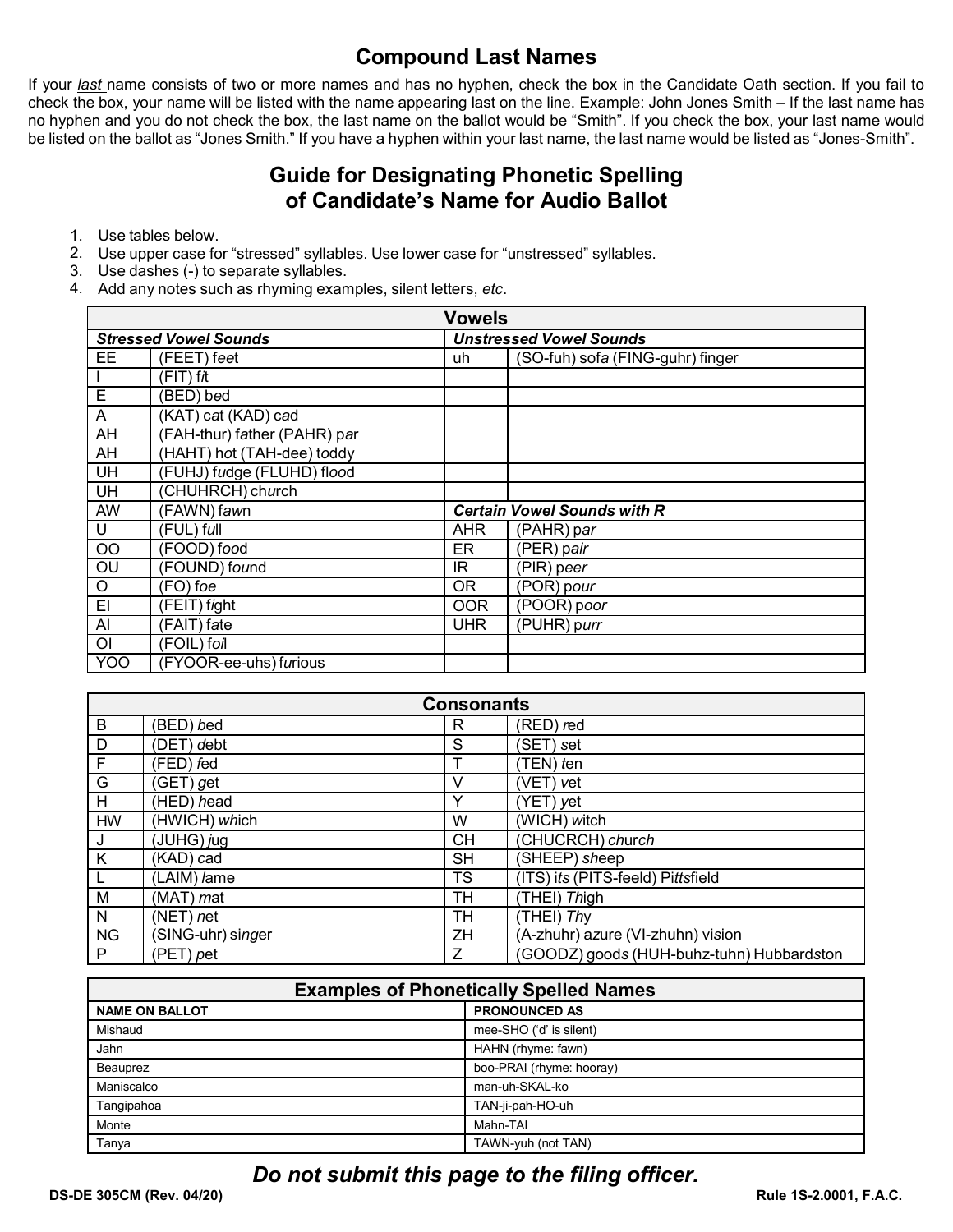## Compound Last Names

If your *last* name consists of two or more names and has no hyphen, check the box in the Candidate Oath section. If you fail to check the box, your name will be listed with the name appearing last on the line. Example: John Jones Smith – If the last name has no hyphen and you do not check the box, the last name on the ballot would be "Smith". If you check the box, your last name would be listed on the ballot as "Jones Smith." If you have a hyphen within your last name, the last name would be listed as "Jones-Smith".

## Guide for Designating Phonetic Spelling of Candidate's Name for Audio Ballot

1. Use tables below.
2. Use upper case for "stressed" syllables. Use lower case for "unstressed" syllables.
3. Use dashes (-) to separate syllables.
4. Add any notes such as rhyming examples, silent letters, *etc*.

| Vowels | | | |
|---|---|---|---|
| ***Stressed Vowel Sounds*** | | ***Unstressed Vowel Sounds*** | |
| EE | (FEET) f*ee*t | uh | (SO-fuh) sof*a* (FING-guhr) fing*er* |
| I | (FIT) f*i*t | | |
| E | (BED) b*e*d | | |
| A | (KAT) c*a*t (KAD) c*a*d | | |
| AH | (FAH-thur) f*a*ther (PAHR) p*a*r | | |
| AH | (HAHT) h*o*t (TAH-dee) t*o*ddy | | |
| UH | (FUHJ) f*u*dge (FLUHD) fl*oo*d | | |
| UH | (CHUHRCH) ch*u*rch | | |
| AW | (FAWN) f*aw*n | ***Certain Vowel Sounds with R*** | |
| U | (FUL) f*u*ll | AHR | (PAHR) p*ar* |
| OO | (FOOD) f*oo*d | ER | (PER) p*air* |
| OU | (FOUND) f*ou*nd | IR | (PIR) p*eer* |
| O | (FO) f*oe* | OR | (POR) p*our* |
| EI | (FEIT) f*i*ght | OOR | (POOR) p*oor* |
| AI | (FAIT) f*a*te | UHR | (PUHR) p*urr* |
| OI | (FOIL) f*oi*l | | |
| YOO | (FYOOR-ee-uhs) f*u*rious | | |

| Consonants | | | |
|---|---|---|---|
| B | (BED) *b*ed | R | (RED) *r*ed |
| D | (DET) *d*ebt | S | (SET) *s*et |
| F | (FED) *f*ed | T | (TEN) *t*en |
| G | (GET) *g*et | V | (VET) *v*et |
| H | (HED) *h*ead | Y | (YET) *y*et |
| HW | (HWICH) *wh*ich | W | (WICH) *w*itch |
| J | (JUHG) *j*ug | CH | (CHUCRCH) *ch*ur*ch* |
| K | (KAD) *c*ad | SH | (SHEEP) *sh*eep |
| L | (LAIM) *l*ame | TS | (ITS) i*ts* (PITS-feeld) Pi*tts*field |
| M | (MAT) *m*at | TH | (THEI) *Th*igh |
| N | (NET) *n*et | TH | (THEI) *Th*y |
| NG | (SING-uhr) si*ng*er | ZH | (A-zhuhr) a*z*ure (VI-zhuhn) vi*s*ion |
| P | (PET) *p*et | Z | (GOODZ) good*s* (HUH-buhz-tuhn) Hubbard*s*ton |

| Examples of Phonetically Spelled Names | |
|---|---|
| **NAME ON BALLOT** | **PRONOUNCED AS** |
| Mishaud | mee-SHO ('d' is silent) |
| Jahn | HAHN (rhyme: fawn) |
| Beauprez | boo-PRAI (rhyme: hooray) |
| Maniscalco | man-uh-SKAL-ko |
| Tangipahoa | TAN-ji-pah-HO-uh |
| Monte | Mahn-TAI |
| Tanya | TAWN-yuh (not TAN) |

***Do not submit this page to the filing officer.***

**DS-DE 305CM (Rev. 04/20)** **Rule 1S-2.0001, F.A.C.**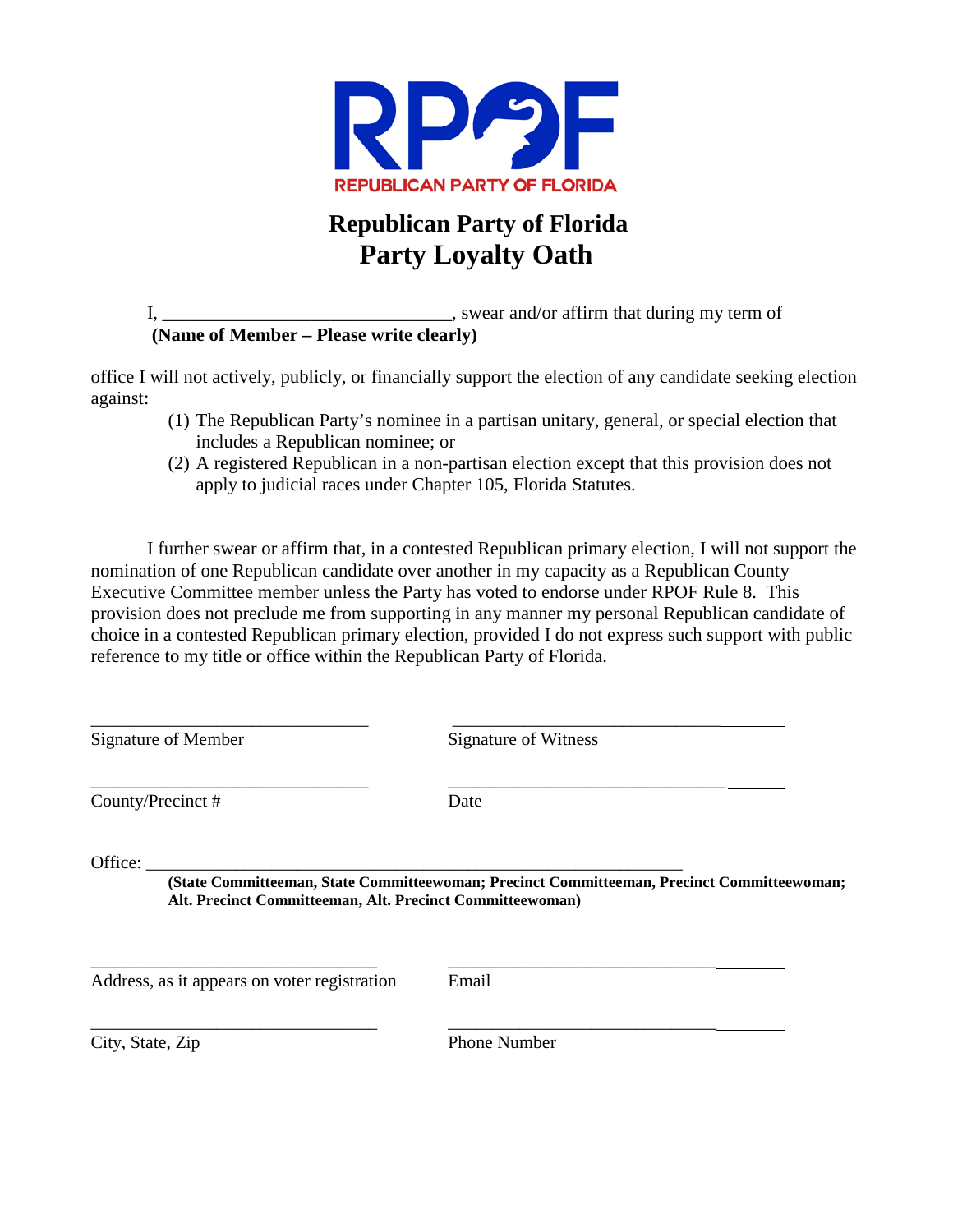RPOF

REPUBLICAN PARTY OF FLORIDA

# Republican Party of Florida
# Party Loyalty Oath

I, ______________________________, swear and/or affirm that during my term of
**(Name of Member – Please write clearly)**

office I will not actively, publicly, or financially support the election of any candidate seeking election against:

(1) The Republican Party's nominee in a partisan unitary, general, or special election that includes a Republican nominee; or
(2) A registered Republican in a non-partisan election except that this provision does not apply to judicial races under Chapter 105, Florida Statutes.

I further swear or affirm that, in a contested Republican primary election, I will not support the nomination of one Republican candidate over another in my capacity as a Republican County Executive Committee member unless the Party has voted to endorse under RPOF Rule 8. This provision does not preclude me from supporting in any manner my personal Republican candidate of choice in a contested Republican primary election, provided I do not express such support with public reference to my title or office within the Republican Party of Florida.

______________________________ ______________________________
Signature of Member Signature of Witness

______________________________ ______________________________
County/Precinct # Date

Office: ____________________________________________________________
**(State Committeeman, State Committeewoman; Precinct Committeeman, Precinct Committeewoman; Alt. Precinct Committeeman, Alt. Precinct Committeewoman)**

______________________________ ______________________________
Address, as it appears on voter registration Email

______________________________ ______________________________
City, State, Zip Phone Number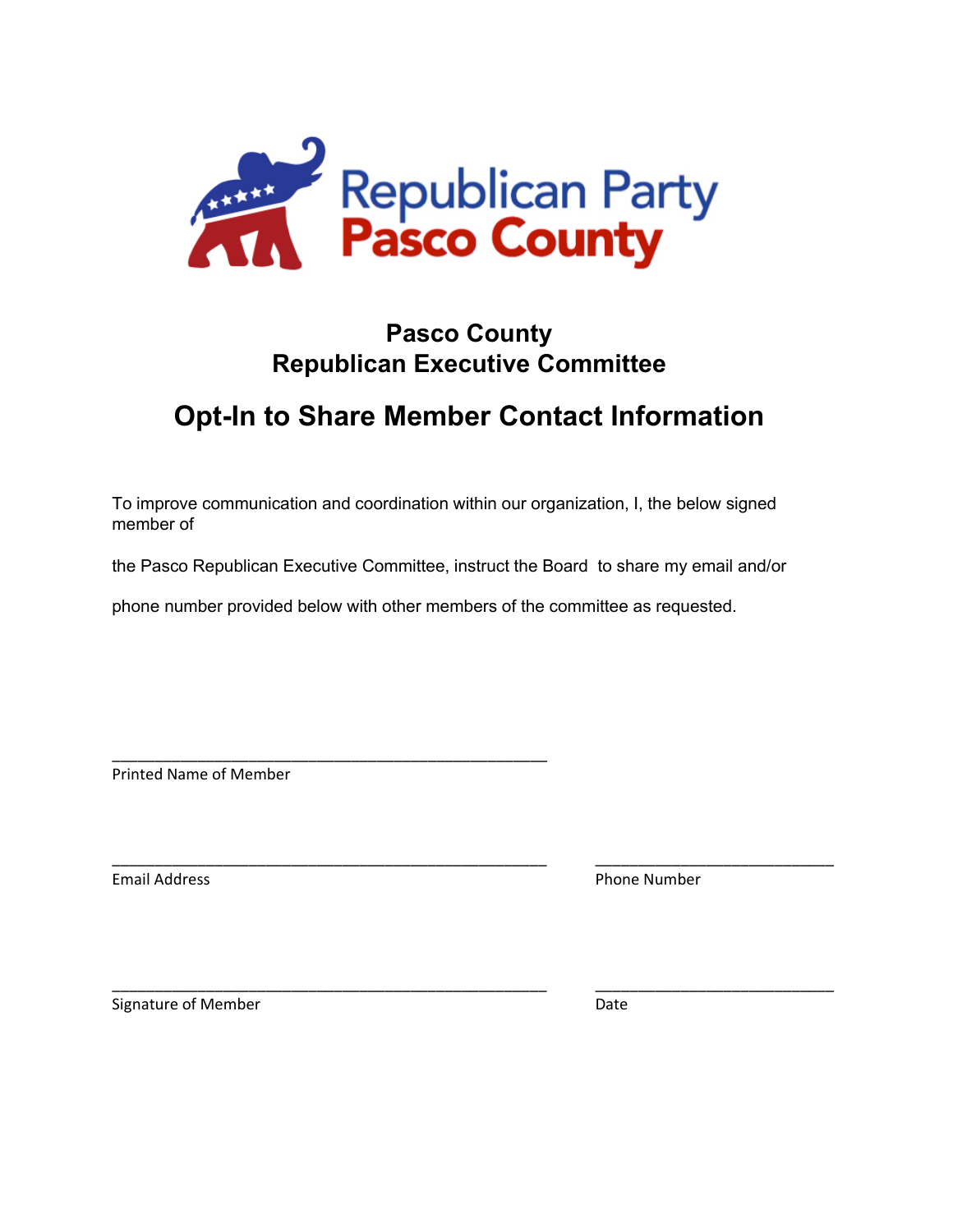Republican Party
Pasco County

## Pasco County
## Republican Executive Committee

# Opt-In to Share Member Contact Information

To improve communication and coordination within our organization, I, the below signed member of

the Pasco Republican Executive Committee, instruct the Board to share my email and/or

phone number provided below with other members of the committee as requested.

\_\_\_\_\_\_\_\_\_\_\_\_\_\_\_\_\_\_\_\_\_\_\_\_\_\_\_\_\_\_\_\_\_\_\_\_\_\_\_\_\_\_\_\_\_\_\_\_
Printed Name of Member

\_\_\_\_\_\_\_\_\_\_\_\_\_\_\_\_\_\_\_\_\_\_\_\_\_\_\_\_\_\_\_\_\_\_\_\_\_\_\_\_\_\_\_\_\_\_\_\_ \_\_\_\_\_\_\_\_\_\_\_\_\_\_\_\_\_\_\_\_\_\_\_\_\_\_\_\_
Email Address Phone Number

\_\_\_\_\_\_\_\_\_\_\_\_\_\_\_\_\_\_\_\_\_\_\_\_\_\_\_\_\_\_\_\_\_\_\_\_\_\_\_\_\_\_\_\_\_\_\_\_ \_\_\_\_\_\_\_\_\_\_\_\_\_\_\_\_\_\_\_\_\_\_\_\_\_\_\_\_
Signature of Member Date